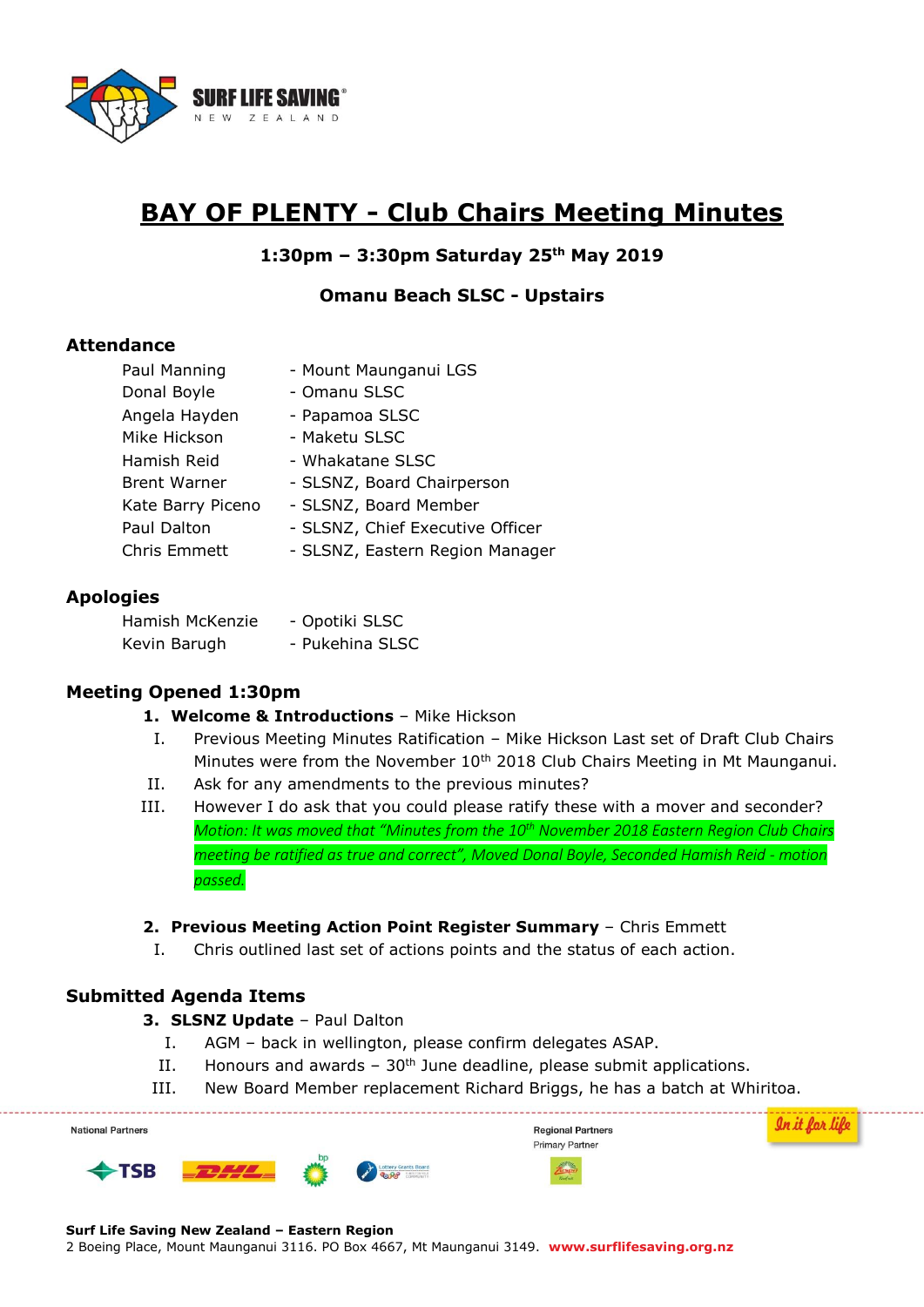# BAY OF PLENTY - Club Chairs Meeting Minutes

**1:30pm – 3:30pm Saturday 25th May 2019**

**Omanu Beach SLSC - Upstairs**

## Attendance

| | |
|---|---|
| Paul Manning | - Mount Maunganui LGS |
| Donal Boyle | - Omanu SLSC |
| Angela Hayden | - Papamoa SLSC |
| Mike Hickson | - Maketu SLSC |
| Hamish Reid | - Whakatane SLSC |
| Brent Warner | - SLSNZ, Board Chairperson |
| Kate Barry Piceno | - SLSNZ, Board Member |
| Paul Dalton | - SLSNZ, Chief Executive Officer |
| Chris Emmett | - SLSNZ, Eastern Region Manager |

## Apologies

| | |
|---|---|
| Hamish McKenzie | - Opotiki SLSC |
| Kevin Barugh | - Pukehina SLSC |

## Meeting Opened 1:30pm

1. **Welcome & Introductions** – Mike Hickson
   - I. Previous Meeting Minutes Ratification – Mike Hickson Last set of Draft Club Chairs Minutes were from the November 10th 2018 Club Chairs Meeting in Mt Maunganui.
   - II. Ask for any amendments to the previous minutes?
   - III. However I do ask that you could please ratify these with a mover and seconder?
     *Motion: It was moved that "Minutes from the 10th November 2018 Eastern Region Club Chairs meeting be ratified as true and correct", Moved Donal Boyle, Seconded Hamish Reid - motion passed.*

2. **Previous Meeting Action Point Register Summary** – Chris Emmett
   - I. Chris outlined last set of actions points and the status of each action.

## Submitted Agenda Items

3. **SLSNZ Update** – Paul Dalton
   - I. AGM – back in wellington, please confirm delegates ASAP.
   - II. Honours and awards – 30th June deadline, please submit applications.
   - III. New Board Member replacement Richard Briggs, he has a batch at Whiritoa.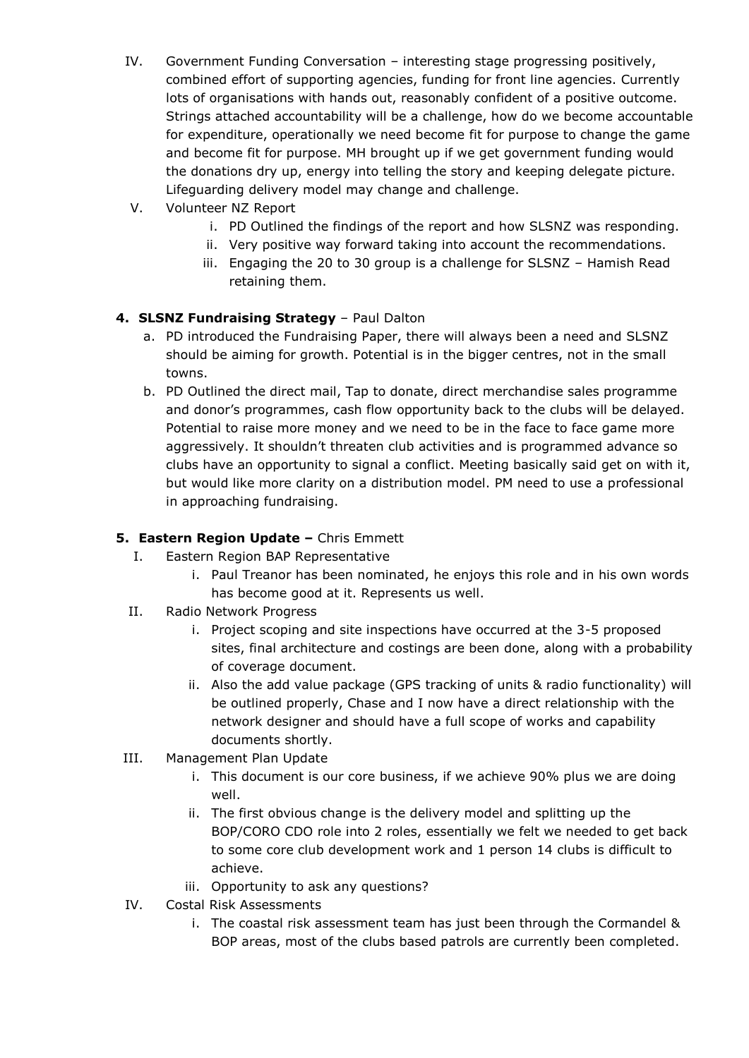IV. Government Funding Conversation – interesting stage progressing positively, combined effort of supporting agencies, funding for front line agencies. Currently lots of organisations with hands out, reasonably confident of a positive outcome. Strings attached accountability will be a challenge, how do we become accountable for expenditure, operationally we need become fit for purpose to change the game and become fit for purpose. MH brought up if we get government funding would the donations dry up, energy into telling the story and keeping delegate picture. Lifeguarding delivery model may change and challenge.

V. Volunteer NZ Report
   i. PD Outlined the findings of the report and how SLSNZ was responding.
   ii. Very positive way forward taking into account the recommendations.
   iii. Engaging the 20 to 30 group is a challenge for SLSNZ – Hamish Read retaining them.

**4. SLSNZ Fundraising Strategy** – Paul Dalton

a. PD introduced the Fundraising Paper, there will always been a need and SLSNZ should be aiming for growth. Potential is in the bigger centres, not in the small towns.

b. PD Outlined the direct mail, Tap to donate, direct merchandise sales programme and donor's programmes, cash flow opportunity back to the clubs will be delayed. Potential to raise more money and we need to be in the face to face game more aggressively. It shouldn't threaten club activities and is programmed advance so clubs have an opportunity to signal a conflict. Meeting basically said get on with it, but would like more clarity on a distribution model. PM need to use a professional in approaching fundraising.

**5. Eastern Region Update –** Chris Emmett

I. Eastern Region BAP Representative
   i. Paul Treanor has been nominated, he enjoys this role and in his own words has become good at it. Represents us well.

II. Radio Network Progress
   i. Project scoping and site inspections have occurred at the 3-5 proposed sites, final architecture and costings are been done, along with a probability of coverage document.
   ii. Also the add value package (GPS tracking of units & radio functionality) will be outlined properly, Chase and I now have a direct relationship with the network designer and should have a full scope of works and capability documents shortly.

III. Management Plan Update
   i. This document is our core business, if we achieve 90% plus we are doing well.
   ii. The first obvious change is the delivery model and splitting up the BOP/CORO CDO role into 2 roles, essentially we felt we needed to get back to some core club development work and 1 person 14 clubs is difficult to achieve.
   iii. Opportunity to ask any questions?

IV. Costal Risk Assessments
   i. The coastal risk assessment team has just been through the Cormandel & BOP areas, most of the clubs based patrols are currently been completed.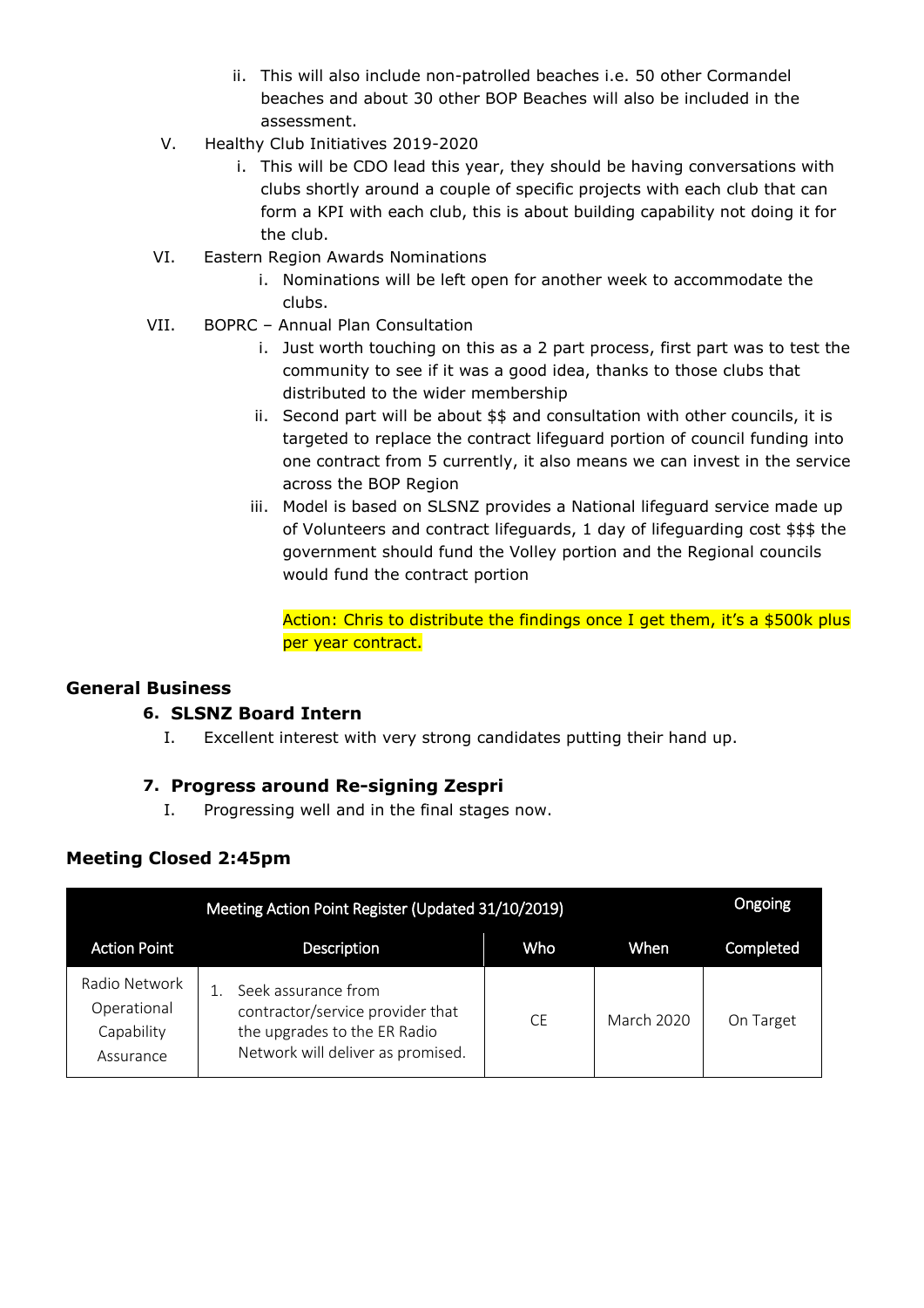ii. This will also include non-patrolled beaches i.e. 50 other Cormandel beaches and about 30 other BOP Beaches will also be included in the assessment.

V. Healthy Club Initiatives 2019-2020
   i. This will be CDO lead this year, they should be having conversations with clubs shortly around a couple of specific projects with each club that can form a KPI with each club, this is about building capability not doing it for the club.

VI. Eastern Region Awards Nominations
   i. Nominations will be left open for another week to accommodate the clubs.

VII. BOPRC – Annual Plan Consultation
   i. Just worth touching on this as a 2 part process, first part was to test the community to see if it was a good idea, thanks to those clubs that distributed to the wider membership
   ii. Second part will be about $$ and consultation with other councils, it is targeted to replace the contract lifeguard portion of council funding into one contract from 5 currently, it also means we can invest in the service across the BOP Region
   iii. Model is based on SLSNZ provides a National lifeguard service made up of Volunteers and contract lifeguards, 1 day of lifeguarding cost $$$ the government should fund the Volley portion and the Regional councils would fund the contract portion

   Action: Chris to distribute the findings once I get them, it's a $500k plus per year contract.

## General Business

### 6. SLSNZ Board Intern

I. Excellent interest with very strong candidates putting their hand up.

### 7. Progress around Re-signing Zespri

I. Progressing well and in the final stages now.

## Meeting Closed 2:45pm

| Meeting Action Point Register (Updated 31/10/2019) | | | | Ongoing |
|---|---|---|---|---|
| Action Point | Description | Who | When | Completed |
| Radio Network Operational Capability Assurance | 1. Seek assurance from contractor/service provider that the upgrades to the ER Radio Network will deliver as promised. | CE | March 2020 | On Target |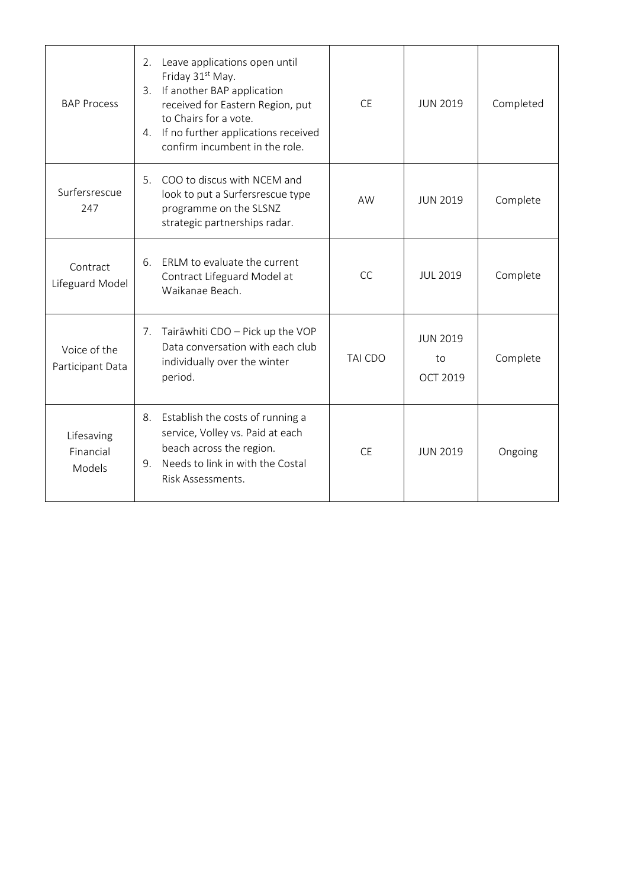| | | | | |
|---|---|---|---|---|
| BAP Process | 2. Leave applications open until Friday 31st May.<br>3. If another BAP application received for Eastern Region, put to Chairs for a vote.<br>4. If no further applications received confirm incumbent in the role. | CE | JUN 2019 | Completed |
| Surfersrescue 247 | 5. COO to discus with NCEM and look to put a Surfersrescue type programme on the SLSNZ strategic partnerships radar. | AW | JUN 2019 | Complete |
| Contract Lifeguard Model | 6. ERLM to evaluate the current Contract Lifeguard Model at Waikanae Beach. | CC | JUL 2019 | Complete |
| Voice of the Participant Data | 7. Tairāwhiti CDO – Pick up the VOP Data conversation with each club individually over the winter period. | TAI CDO | JUN 2019 to OCT 2019 | Complete |
| Lifesaving Financial Models | 8. Establish the costs of running a service, Volley vs. Paid at each beach across the region.<br>9. Needs to link in with the Costal Risk Assessments. | CE | JUN 2019 | Ongoing |